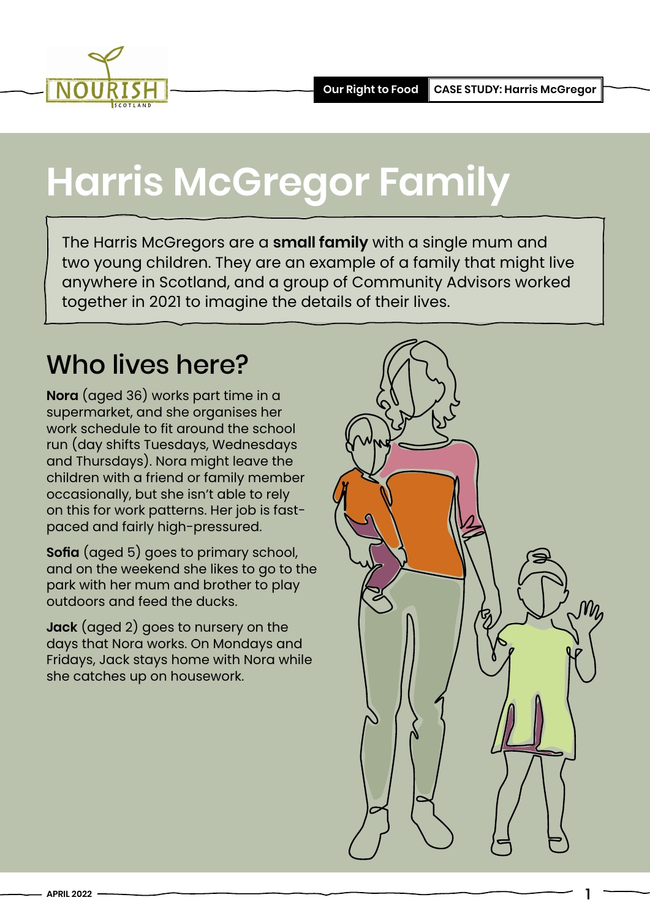# Harris McGregor Family

The Harris McGregors are a **small family** with a single mum and two young children. They are an example of a family that might live anywhere in Scotland, and a group of Community Advisors worked together in 2021 to imagine the details of their lives.

## Who lives here?

**Nora** (aged 36) works part time in a supermarket, and she organises her work schedule to fit around the school run (day shifts Tuesdays, Wednesdays and Thursdays). Nora might leave the children with a friend or family member occasionally, but she isn't able to rely on this for work patterns. Her job is fast-paced and fairly high-pressured.

**Sofia** (aged 5) goes to primary school, and on the weekend she likes to go to the park with her mum and brother to play outdoors and feed the ducks.

**Jack** (aged 2) goes to nursery on the days that Nora works. On Mondays and Fridays, Jack stays home with Nora while she catches up on housework.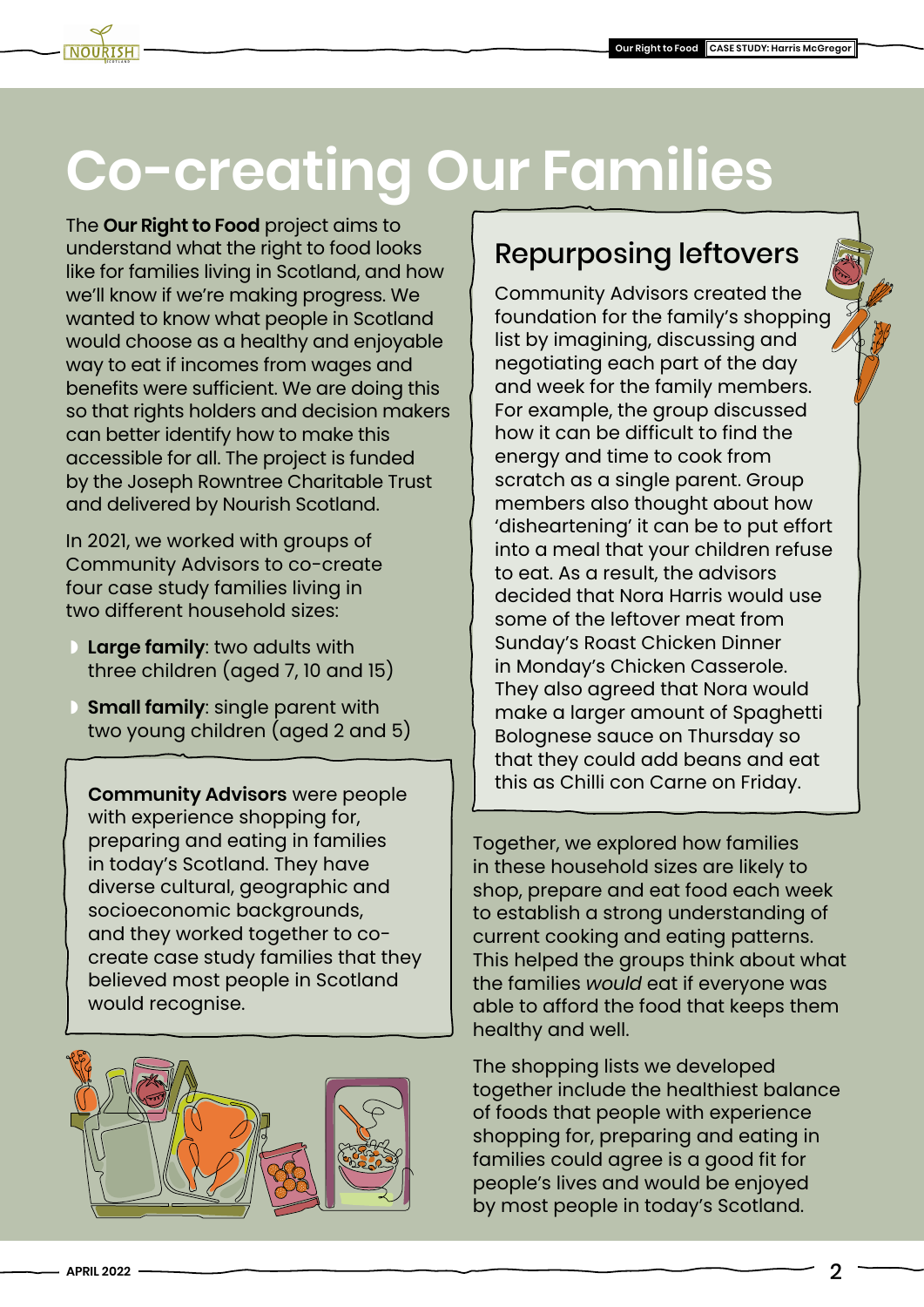# Co-creating Our Families

The **Our Right to Food** project aims to understand what the right to food looks like for families living in Scotland, and how we'll know if we're making progress. We wanted to know what people in Scotland would choose as a healthy and enjoyable way to eat if incomes from wages and benefits were sufficient. We are doing this so that rights holders and decision makers can better identify how to make this accessible for all. The project is funded by the Joseph Rowntree Charitable Trust and delivered by Nourish Scotland.

In 2021, we worked with groups of Community Advisors to co-create four case study families living in two different household sizes:

- **Large family**: two adults with three children (aged 7, 10 and 15)
- **Small family**: single parent with two young children (aged 2 and 5)

**Community Advisors** were people with experience shopping for, preparing and eating in families in today's Scotland. They have diverse cultural, geographic and socioeconomic backgrounds, and they worked together to co-create case study families that they believed most people in Scotland would recognise.

## Repurposing leftovers

Community Advisors created the foundation for the family's shopping list by imagining, discussing and negotiating each part of the day and week for the family members. For example, the group discussed how it can be difficult to find the energy and time to cook from scratch as a single parent. Group members also thought about how 'disheartening' it can be to put effort into a meal that your children refuse to eat. As a result, the advisors decided that Nora Harris would use some of the leftover meat from Sunday's Roast Chicken Dinner in Monday's Chicken Casserole. They also agreed that Nora would make a larger amount of Spaghetti Bolognese sauce on Thursday so that they could add beans and eat this as Chilli con Carne on Friday.

Together, we explored how families in these household sizes are likely to shop, prepare and eat food each week to establish a strong understanding of current cooking and eating patterns. This helped the groups think about what the families *would* eat if everyone was able to afford the food that keeps them healthy and well.

The shopping lists we developed together include the healthiest balance of foods that people with experience shopping for, preparing and eating in families could agree is a good fit for people's lives and would be enjoyed by most people in today's Scotland.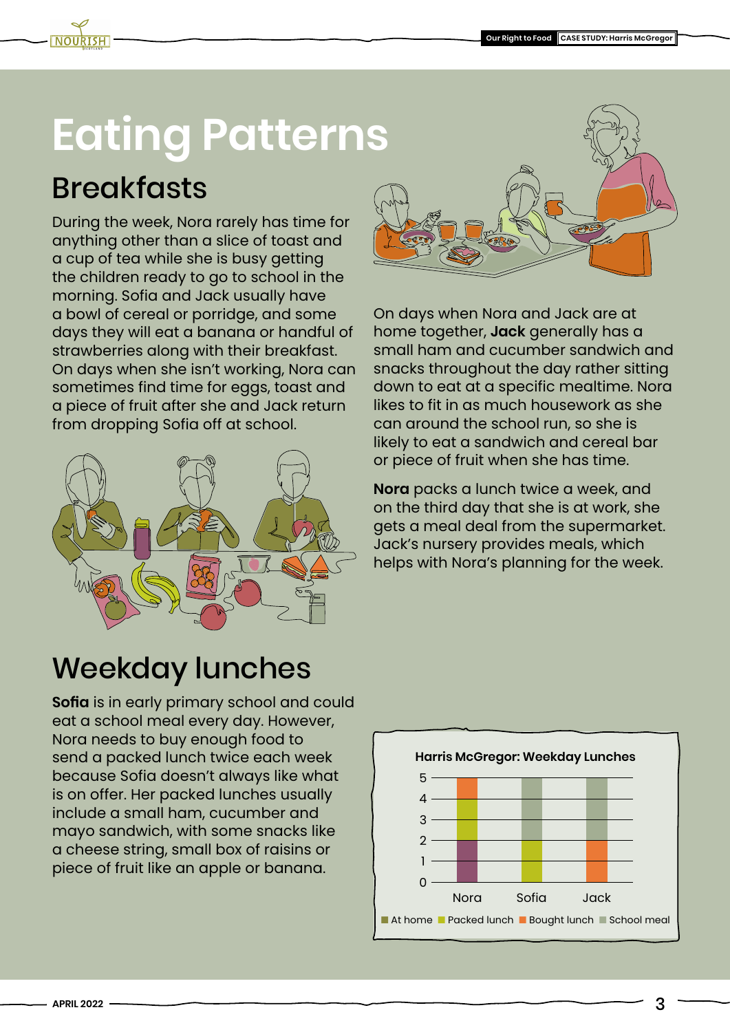# Eating Patterns

## Breakfasts

During the week, Nora rarely has time for anything other than a slice of toast and a cup of tea while she is busy getting the children ready to go to school in the morning. Sofia and Jack usually have a bowl of cereal or porridge, and some days they will eat a banana or handful of strawberries along with their breakfast. On days when she isn't working, Nora can sometimes find time for eggs, toast and a piece of fruit after she and Jack return from dropping Sofia off at school.

On days when Nora and Jack are at home together, **Jack** generally has a small ham and cucumber sandwich and snacks throughout the day rather sitting down to eat at a specific mealtime. Nora likes to fit in as much housework as she can around the school run, so she is likely to eat a sandwich and cereal bar or piece of fruit when she has time.

**Nora** packs a lunch twice a week, and on the third day that she is at work, she gets a meal deal from the supermarket. Jack's nursery provides meals, which helps with Nora's planning for the week.

## Weekday lunches

**Sofia** is in early primary school and could eat a school meal every day. However, Nora needs to buy enough food to send a packed lunch twice each week because Sofia doesn't always like what is on offer. Her packed lunches usually include a small ham, cucumber and mayo sandwich, with some snacks like a cheese string, small box of raisins or piece of fruit like an apple or banana.

**Harris McGregor: Weekday Lunches**

Legend: At home, Packed lunch, Bought lunch, School meal (chart categories: Nora, Sofia, Jack; y-axis 0–5)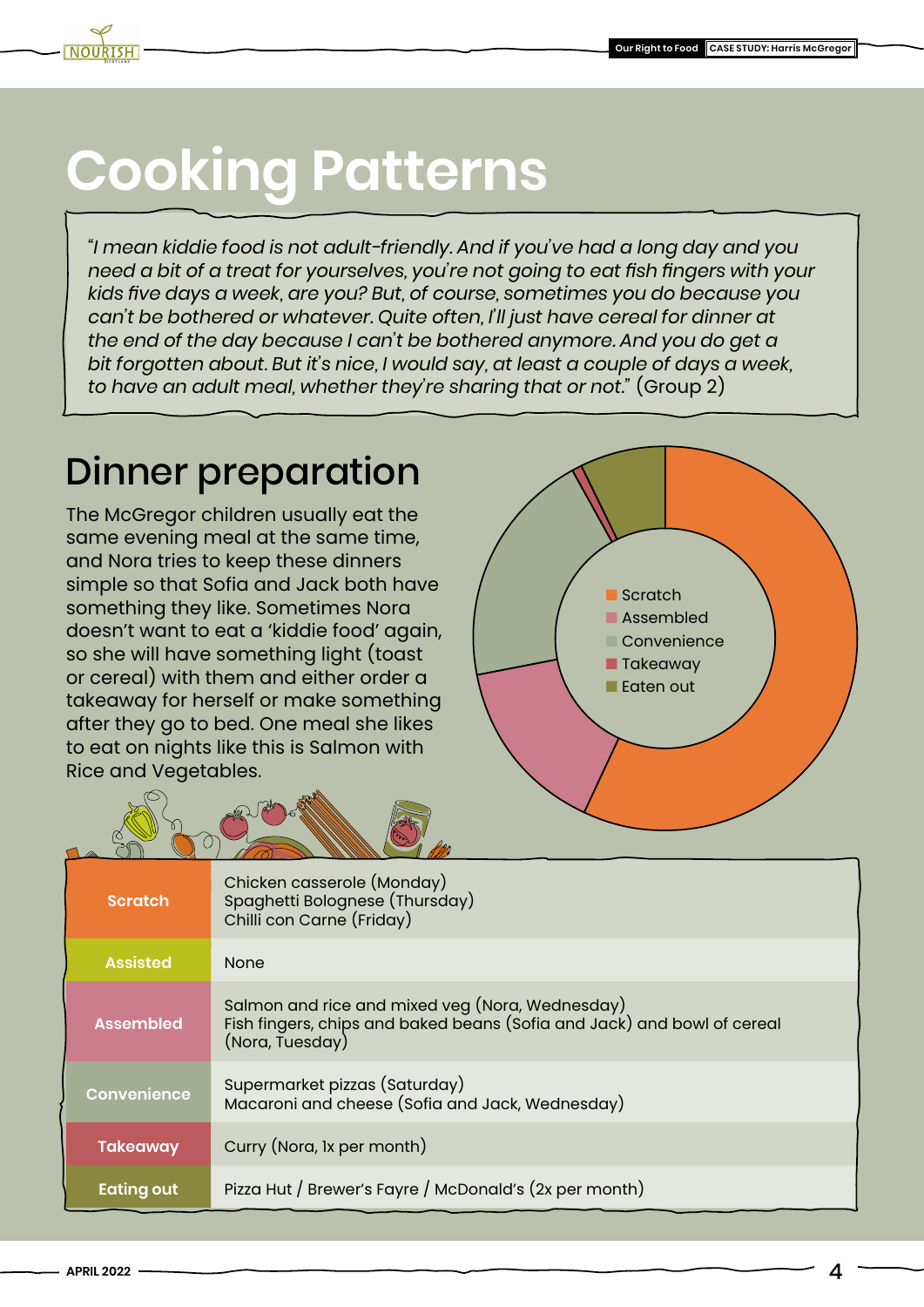# Cooking Patterns

> *"I mean kiddie food is not adult-friendly. And if you've had a long day and you need a bit of a treat for yourselves, you're not going to eat fish fingers with your kids five days a week, are you? But, of course, sometimes you do because you can't be bothered or whatever. Quite often, I'll just have cereal for dinner at the end of the day because I can't be bothered anymore. And you do get a bit forgotten about. But it's nice, I would say, at least a couple of days a week, to have an adult meal, whether they're sharing that or not."* (Group 2)

## Dinner preparation

The McGregor children usually eat the same evening meal at the same time, and Nora tries to keep these dinners simple so that Sofia and Jack both have something they like. Sometimes Nora doesn't want to eat a 'kiddie food' again, so she will have something light (toast or cereal) with them and either order a takeaway for herself or make something after they go to bed. One meal she likes to eat on nights like this is Salmon with Rice and Vegetables.

Scratch, Assembled, Convenience, Takeaway, Eaten out

| | |
|---|---|
| **Scratch** | Chicken casserole (Monday)<br>Spaghetti Bolognese (Thursday)<br>Chilli con Carne (Friday) |
| **Assisted** | None |
| **Assembled** | Salmon and rice and mixed veg (Nora, Wednesday)<br>Fish fingers, chips and baked beans (Sofia and Jack) and bowl of cereal (Nora, Tuesday) |
| **Convenience** | Supermarket pizzas (Saturday)<br>Macaroni and cheese (Sofia and Jack, Wednesday) |
| **Takeaway** | Curry (Nora, 1x per month) |
| **Eating out** | Pizza Hut / Brewer's Fayre / McDonald's (2x per month) |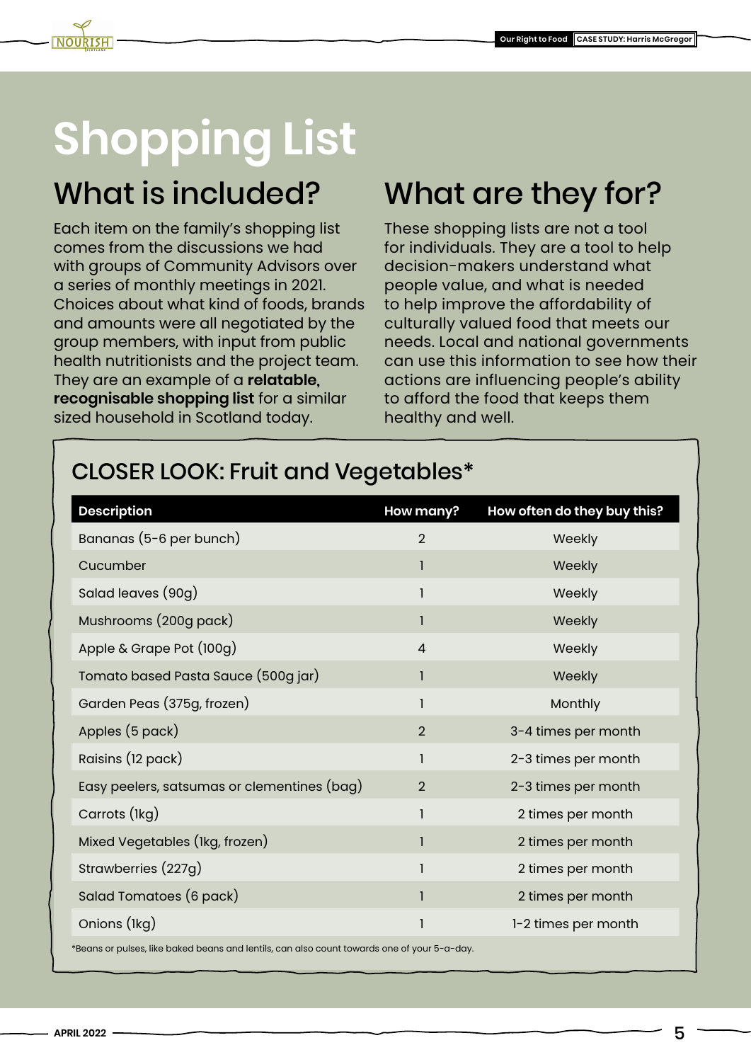# Shopping List

## What is included?

Each item on the family's shopping list comes from the discussions we had with groups of Community Advisors over a series of monthly meetings in 2021. Choices about what kind of foods, brands and amounts were all negotiated by the group members, with input from public health nutritionists and the project team. They are an example of a **relatable, recognisable shopping list** for a similar sized household in Scotland today.

## What are they for?

These shopping lists are not a tool for individuals. They are a tool to help decision-makers understand what people value, and what is needed to help improve the affordability of culturally valued food that meets our needs. Local and national governments can use this information to see how their actions are influencing people's ability to afford the food that keeps them healthy and well.

### CLOSER LOOK: Fruit and Vegetables*

| Description | How many? | How often do they buy this? |
|---|---|---|
| Bananas (5-6 per bunch) | 2 | Weekly |
| Cucumber | 1 | Weekly |
| Salad leaves (90g) | 1 | Weekly |
| Mushrooms (200g pack) | 1 | Weekly |
| Apple & Grape Pot (100g) | 4 | Weekly |
| Tomato based Pasta Sauce (500g jar) | 1 | Weekly |
| Garden Peas (375g, frozen) | 1 | Monthly |
| Apples (5 pack) | 2 | 3-4 times per month |
| Raisins (12 pack) | 1 | 2-3 times per month |
| Easy peelers, satsumas or clementines (bag) | 2 | 2-3 times per month |
| Carrots (1kg) | 1 | 2 times per month |
| Mixed Vegetables (1kg, frozen) | 1 | 2 times per month |
| Strawberries (227g) | 1 | 2 times per month |
| Salad Tomatoes (6 pack) | 1 | 2 times per month |
| Onions (1kg) | 1 | 1-2 times per month |

*Beans or pulses, like baked beans and lentils, can also count towards one of your 5-a-day.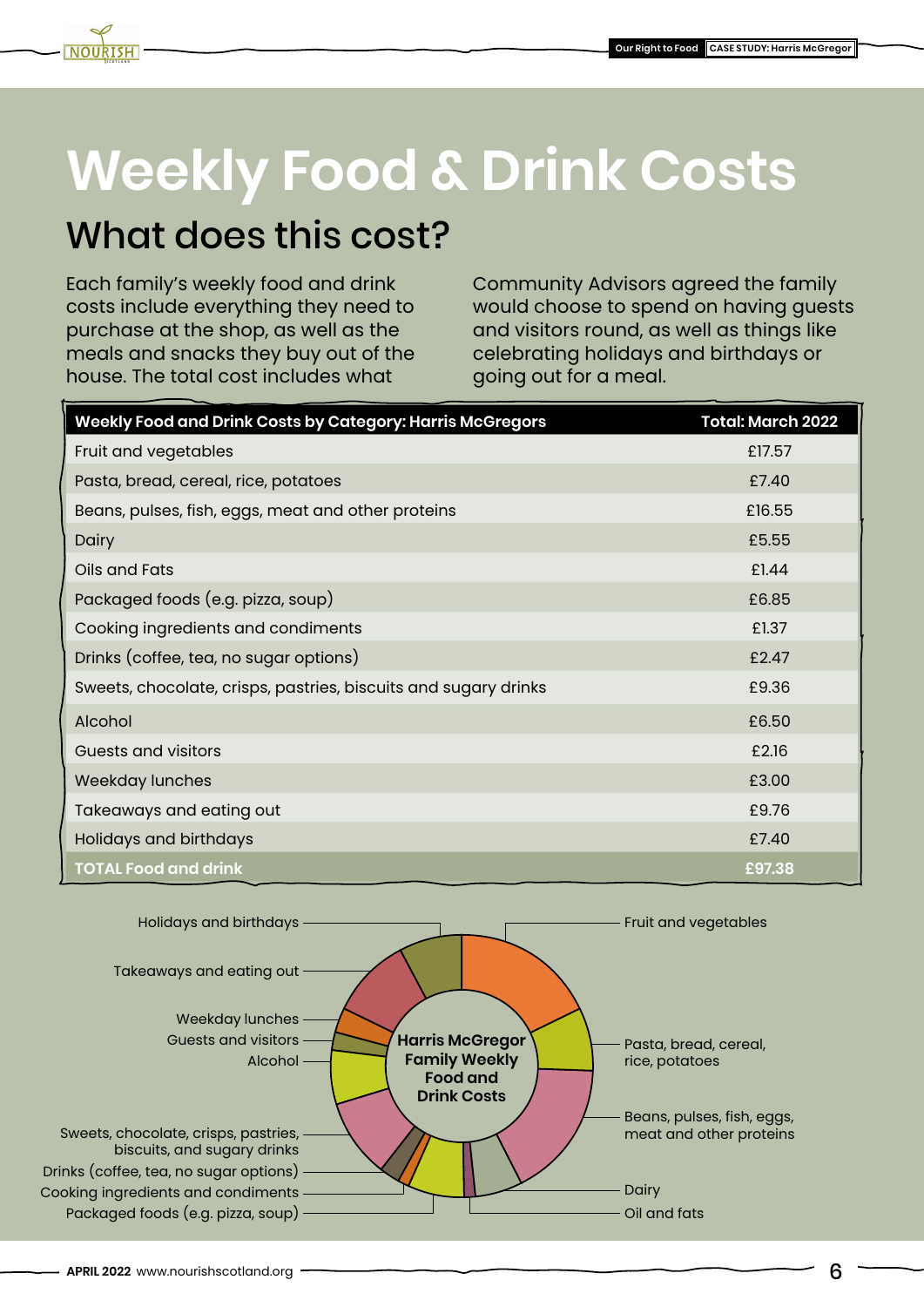# Weekly Food & Drink Costs

## What does this cost?

Each family's weekly food and drink costs include everything they need to purchase at the shop, as well as the meals and snacks they buy out of the house. The total cost includes what Community Advisors agreed the family would choose to spend on having guests and visitors round, as well as things like celebrating holidays and birthdays or going out for a meal.

| Weekly Food and Drink Costs by Category: Harris McGregors | Total: March 2022 |
|---|---|
| Fruit and vegetables | £17.57 |
| Pasta, bread, cereal, rice, potatoes | £7.40 |
| Beans, pulses, fish, eggs, meat and other proteins | £16.55 |
| Dairy | £5.55 |
| Oils and Fats | £1.44 |
| Packaged foods (e.g. pizza, soup) | £6.85 |
| Cooking ingredients and condiments | £1.37 |
| Drinks (coffee, tea, no sugar options) | £2.47 |
| Sweets, chocolate, crisps, pastries, biscuits and sugary drinks | £9.36 |
| Alcohol | £6.50 |
| Guests and visitors | £2.16 |
| Weekday lunches | £3.00 |
| Takeaways and eating out | £9.76 |
| Holidays and birthdays | £7.40 |
| **TOTAL Food and drink** | **£97.38** |

Harris McGregor Family Weekly Food and Drink Costs

Holidays and birthdays
Takeaways and eating out
Weekday lunches
Guests and visitors
Alcohol
Sweets, chocolate, crisps, pastries, biscuits, and sugary drinks
Drinks (coffee, tea, no sugar options)
Cooking ingredients and condiments
Packaged foods (e.g. pizza, soup)
Fruit and vegetables
Pasta, bread, cereal, rice, potatoes
Beans, pulses, fish, eggs, meat and other proteins
Dairy
Oil and fats

APRIL 2022 www.nourishscotland.org